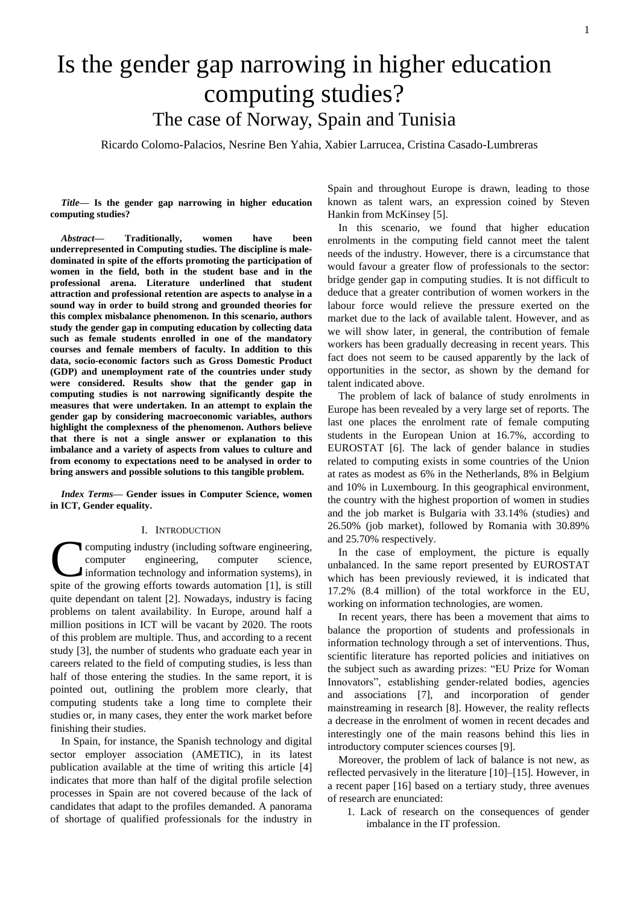# Is the gender gap narrowing in higher education computing studies?

## The case of Norway, Spain and Tunisia

Ricardo Colomo-Palacios, Nesrine Ben Yahia, Xabier Larrucea, Cristina Casado-Lumbreras

***Title*— Is the gender gap narrowing in higher education computing studies?**

***Abstract*— Traditionally, women have been underrepresented in Computing studies. The discipline is male-dominated in spite of the efforts promoting the participation of women in the field, both in the student base and in the professional arena. Literature underlined that student attraction and professional retention are aspects to analyse in a sound way in order to build strong and grounded theories for this complex misbalance phenomenon. In this scenario, authors study the gender gap in computing education by collecting data such as female students enrolled in one of the mandatory courses and female members of faculty. In addition to this data, socio-economic factors such as Gross Domestic Product (GDP) and unemployment rate of the countries under study were considered. Results show that the gender gap in computing studies is not narrowing significantly despite the measures that were undertaken. In an attempt to explain the gender gap by considering macroeconomic variables, authors highlight the complexness of the phenomenon. Authors believe that there is not a single answer or explanation to this imbalance and a variety of aspects from values to culture and from economy to expectations need to be analysed in order to bring answers and possible solutions to this tangible problem.**

***Index Terms*— Gender issues in Computer Science, women in ICT, Gender equality.**

## I. Introduction

Computing industry (including software engineering, computer engineering, computer science, information technology and information systems), in spite of the growing efforts towards automation [1], is still quite dependant on talent [2]. Nowadays, industry is facing problems on talent availability. In Europe, around half a million positions in ICT will be vacant by 2020. The roots of this problem are multiple. Thus, and according to a recent study [3], the number of students who graduate each year in careers related to the field of computing studies, is less than half of those entering the studies. In the same report, it is pointed out, outlining the problem more clearly, that computing students take a long time to complete their studies or, in many cases, they enter the work market before finishing their studies.

In Spain, for instance, the Spanish technology and digital sector employer association (AMETIC), in its latest publication available at the time of writing this article [4] indicates that more than half of the digital profile selection processes in Spain are not covered because of the lack of candidates that adapt to the profiles demanded. A panorama of shortage of qualified professionals for the industry in Spain and throughout Europe is drawn, leading to those known as talent wars, an expression coined by Steven Hankin from McKinsey [5].

In this scenario, we found that higher education enrolments in the computing field cannot meet the talent needs of the industry. However, there is a circumstance that would favour a greater flow of professionals to the sector: bridge gender gap in computing studies. It is not difficult to deduce that a greater contribution of women workers in the labour force would relieve the pressure exerted on the market due to the lack of available talent. However, and as we will show later, in general, the contribution of female workers has been gradually decreasing in recent years. This fact does not seem to be caused apparently by the lack of opportunities in the sector, as shown by the demand for talent indicated above.

The problem of lack of balance of study enrolments in Europe has been revealed by a very large set of reports. The last one places the enrolment rate of female computing students in the European Union at 16.7%, according to EUROSTAT [6]. The lack of gender balance in studies related to computing exists in some countries of the Union at rates as modest as 6% in the Netherlands, 8% in Belgium and 10% in Luxembourg. In this geographical environment, the country with the highest proportion of women in studies and the job market is Bulgaria with 33.14% (studies) and 26.50% (job market), followed by Romania with 30.89% and 25.70% respectively.

In the case of employment, the picture is equally unbalanced. In the same report presented by EUROSTAT which has been previously reviewed, it is indicated that 17.2% (8.4 million) of the total workforce in the EU, working on information technologies, are women.

In recent years, there has been a movement that aims to balance the proportion of students and professionals in information technology through a set of interventions. Thus, scientific literature has reported policies and initiatives on the subject such as awarding prizes: "EU Prize for Woman Innovators", establishing gender-related bodies, agencies and associations [7], and incorporation of gender mainstreaming in research [8]. However, the reality reflects a decrease in the enrolment of women in recent decades and interestingly one of the main reasons behind this lies in introductory computer sciences courses [9].

Moreover, the problem of lack of balance is not new, as reflected pervasively in the literature [10]–[15]. However, in a recent paper [16] based on a tertiary study, three avenues of research are enunciated:

1. Lack of research on the consequences of gender imbalance in the IT profession.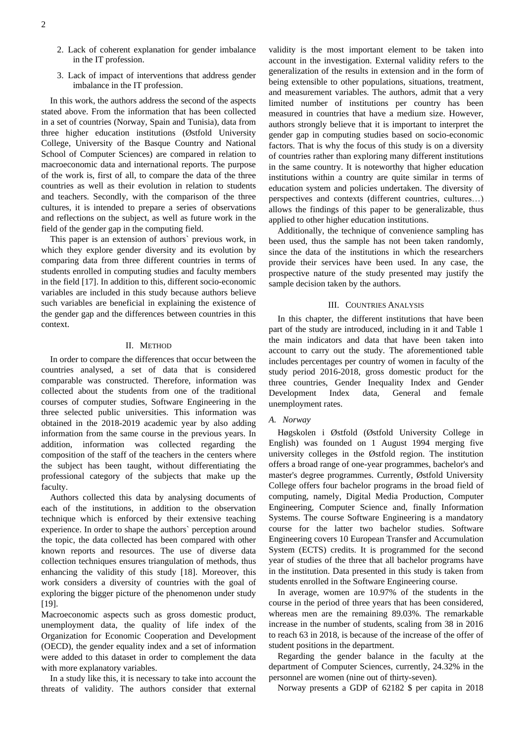2. Lack of coherent explanation for gender imbalance in the IT profession.

3. Lack of impact of interventions that address gender imbalance in the IT profession.

In this work, the authors address the second of the aspects stated above. From the information that has been collected in a set of countries (Norway, Spain and Tunisia), data from three higher education institutions (Østfold University College, University of the Basque Country and National School of Computer Sciences) are compared in relation to macroeconomic data and international reports. The purpose of the work is, first of all, to compare the data of the three countries as well as their evolution in relation to students and teachers. Secondly, with the comparison of the three cultures, it is intended to prepare a series of observations and reflections on the subject, as well as future work in the field of the gender gap in the computing field.

This paper is an extension of authors` previous work, in which they explore gender diversity and its evolution by comparing data from three different countries in terms of students enrolled in computing studies and faculty members in the field [17]. In addition to this, different socio-economic variables are included in this study because authors believe such variables are beneficial in explaining the existence of the gender gap and the differences between countries in this context.

## II. Method

In order to compare the differences that occur between the countries analysed, a set of data that is considered comparable was constructed. Therefore, information was collected about the students from one of the traditional courses of computer studies, Software Engineering in the three selected public universities. This information was obtained in the 2018-2019 academic year by also adding information from the same course in the previous years. In addition, information was collected regarding the composition of the staff of the teachers in the centers where the subject has been taught, without differentiating the professional category of the subjects that make up the faculty.

Authors collected this data by analysing documents of each of the institutions, in addition to the observation technique which is enforced by their extensive teaching experience. In order to shape the authors` perception around the topic, the data collected has been compared with other known reports and resources. The use of diverse data collection techniques ensures triangulation of methods, thus enhancing the validity of this study [18]. Moreover, this work considers a diversity of countries with the goal of exploring the bigger picture of the phenomenon under study [19].

Macroeconomic aspects such as gross domestic product, unemployment data, the quality of life index of the Organization for Economic Cooperation and Development (OECD), the gender equality index and a set of information were added to this dataset in order to complement the data with more explanatory variables.

In a study like this, it is necessary to take into account the threats of validity. The authors consider that external validity is the most important element to be taken into account in the investigation. External validity refers to the generalization of the results in extension and in the form of being extensible to other populations, situations, treatment, and measurement variables. The authors, admit that a very limited number of institutions per country has been measured in countries that have a medium size. However, authors strongly believe that it is important to interpret the gender gap in computing studies based on socio-economic factors. That is why the focus of this study is on a diversity of countries rather than exploring many different institutions in the same country. It is noteworthy that higher education institutions within a country are quite similar in terms of education system and policies undertaken. The diversity of perspectives and contexts (different countries, cultures…) allows the findings of this paper to be generalizable, thus applied to other higher education institutions.

Additionally, the technique of convenience sampling has been used, thus the sample has not been taken randomly, since the data of the institutions in which the researchers provide their services have been used. In any case, the prospective nature of the study presented may justify the sample decision taken by the authors.

## III. Countries Analysis

In this chapter, the different institutions that have been part of the study are introduced, including in it and Table 1 the main indicators and data that have been taken into account to carry out the study. The aforementioned table includes percentages per country of women in faculty of the study period 2016-2018, gross domestic product for the three countries, Gender Inequality Index and Gender Development Index data, General and female unemployment rates.

### *A. Norway*

Høgskolen i Østfold (Østfold University College in English) was founded on 1 August 1994 merging five university colleges in the Østfold region. The institution offers a broad range of one-year programmes, bachelor's and master's degree programmes. Currently, Østfold University College offers four bachelor programs in the broad field of computing, namely, Digital Media Production, Computer Engineering, Computer Science and, finally Information Systems. The course Software Engineering is a mandatory course for the latter two bachelor studies. Software Engineering covers 10 European Transfer and Accumulation System (ECTS) credits. It is programmed for the second year of studies of the three that all bachelor programs have in the institution. Data presented in this study is taken from students enrolled in the Software Engineering course.

In average, women are 10.97% of the students in the course in the period of three years that has been considered, whereas men are the remaining 89.03%. The remarkable increase in the number of students, scaling from 38 in 2016 to reach 63 in 2018, is because of the increase of the offer of student positions in the department.

Regarding the gender balance in the faculty at the department of Computer Sciences, currently, 24.32% in the personnel are women (nine out of thirty-seven).

Norway presents a GDP of 62182 $ per capita in 2018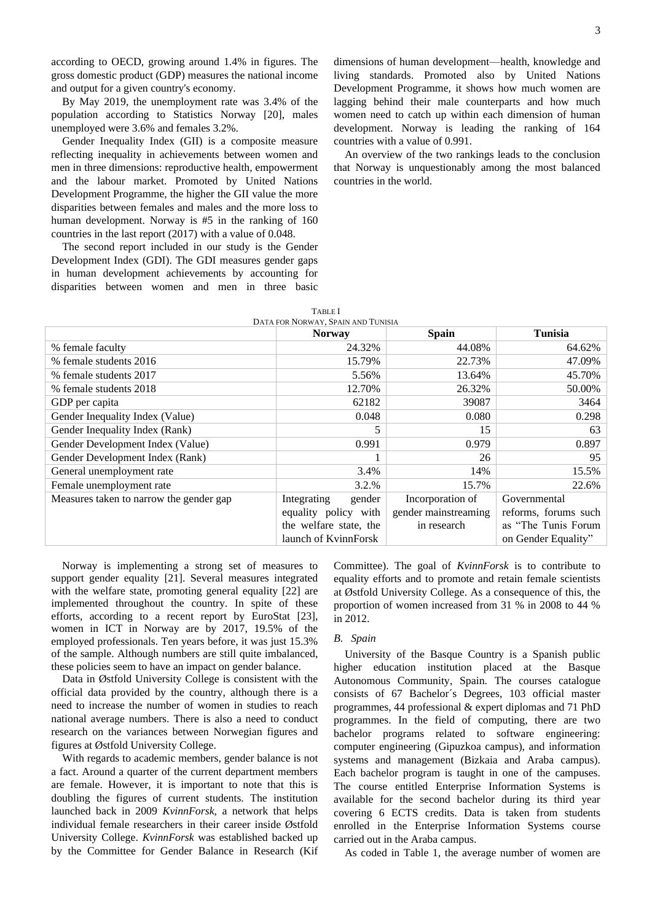according to OECD, growing around 1.4% in figures. The gross domestic product (GDP) measures the national income and output for a given country's economy.

By May 2019, the unemployment rate was 3.4% of the population according to Statistics Norway [20], males unemployed were 3.6% and females 3.2%.

Gender Inequality Index (GII) is a composite measure reflecting inequality in achievements between women and men in three dimensions: reproductive health, empowerment and the labour market. Promoted by United Nations Development Programme, the higher the GII value the more disparities between females and males and the more loss to human development. Norway is #5 in the ranking of 160 countries in the last report (2017) with a value of 0.048.

The second report included in our study is the Gender Development Index (GDI). The GDI measures gender gaps in human development achievements by accounting for disparities between women and men in three basic dimensions of human development—health, knowledge and living standards. Promoted also by United Nations Development Programme, it shows how much women are lagging behind their male counterparts and how much women need to catch up within each dimension of human development. Norway is leading the ranking of 164 countries with a value of 0.991.

An overview of the two rankings leads to the conclusion that Norway is unquestionably among the most balanced countries in the world.

TABLE I
DATA FOR NORWAY, SPAIN AND TUNISIA

| | Norway | Spain | Tunisia |
|---|---|---|---|
| % female faculty | 24.32% | 44.08% | 64.62% |
| % female students 2016 | 15.79% | 22.73% | 47.09% |
| % female students 2017 | 5.56% | 13.64% | 45.70% |
| % female students 2018 | 12.70% | 26.32% | 50.00% |
| GDP per capita | 62182 | 39087 | 3464 |
| Gender Inequality Index (Value) | 0.048 | 0.080 | 0.298 |
| Gender Inequality Index (Rank) | 5 | 15 | 63 |
| Gender Development Index (Value) | 0.991 | 0.979 | 0.897 |
| Gender Development Index (Rank) | 1 | 26 | 95 |
| General unemployment rate | 3.4% | 14% | 15.5% |
| Female unemployment rate | 3.2.% | 15.7% | 22.6% |
| Measures taken to narrow the gender gap | Integrating gender equality policy with the welfare state, the launch of KvinnForsk | Incorporation of gender mainstreaming in research | Governmental reforms, forums such as "The Tunis Forum on Gender Equality" |

Norway is implementing a strong set of measures to support gender equality [21]. Several measures integrated with the welfare state, promoting general equality [22] are implemented throughout the country. In spite of these efforts, according to a recent report by EuroStat [23], women in ICT in Norway are by 2017, 19.5% of the employed professionals. Ten years before, it was just 15.3% of the sample. Although numbers are still quite imbalanced, these policies seem to have an impact on gender balance.

Data in Østfold University College is consistent with the official data provided by the country, although there is a need to increase the number of women in studies to reach national average numbers. There is also a need to conduct research on the variances between Norwegian figures and figures at Østfold University College.

With regards to academic members, gender balance is not a fact. Around a quarter of the current department members are female. However, it is important to note that this is doubling the figures of current students. The institution launched back in 2009 *KvinnForsk*, a network that helps individual female researchers in their career inside Østfold University College. *KvinnForsk* was established backed up by the Committee for Gender Balance in Research (Kif Committee). The goal of *KvinnForsk* is to contribute to equality efforts and to promote and retain female scientists at Østfold University College. As a consequence of this, the proportion of women increased from 31 % in 2008 to 44 % in 2012.

### *B. Spain*

University of the Basque Country is a Spanish public higher education institution placed at the Basque Autonomous Community, Spain. The courses catalogue consists of 67 Bachelor´s Degrees, 103 official master programmes, 44 professional & expert diplomas and 71 PhD programmes. In the field of computing, there are two bachelor programs related to software engineering: computer engineering (Gipuzkoa campus), and information systems and management (Bizkaia and Araba campus). Each bachelor program is taught in one of the campuses. The course entitled Enterprise Information Systems is available for the second bachelor during its third year covering 6 ECTS credits. Data is taken from students enrolled in the Enterprise Information Systems course carried out in the Araba campus.

As coded in Table 1, the average number of women are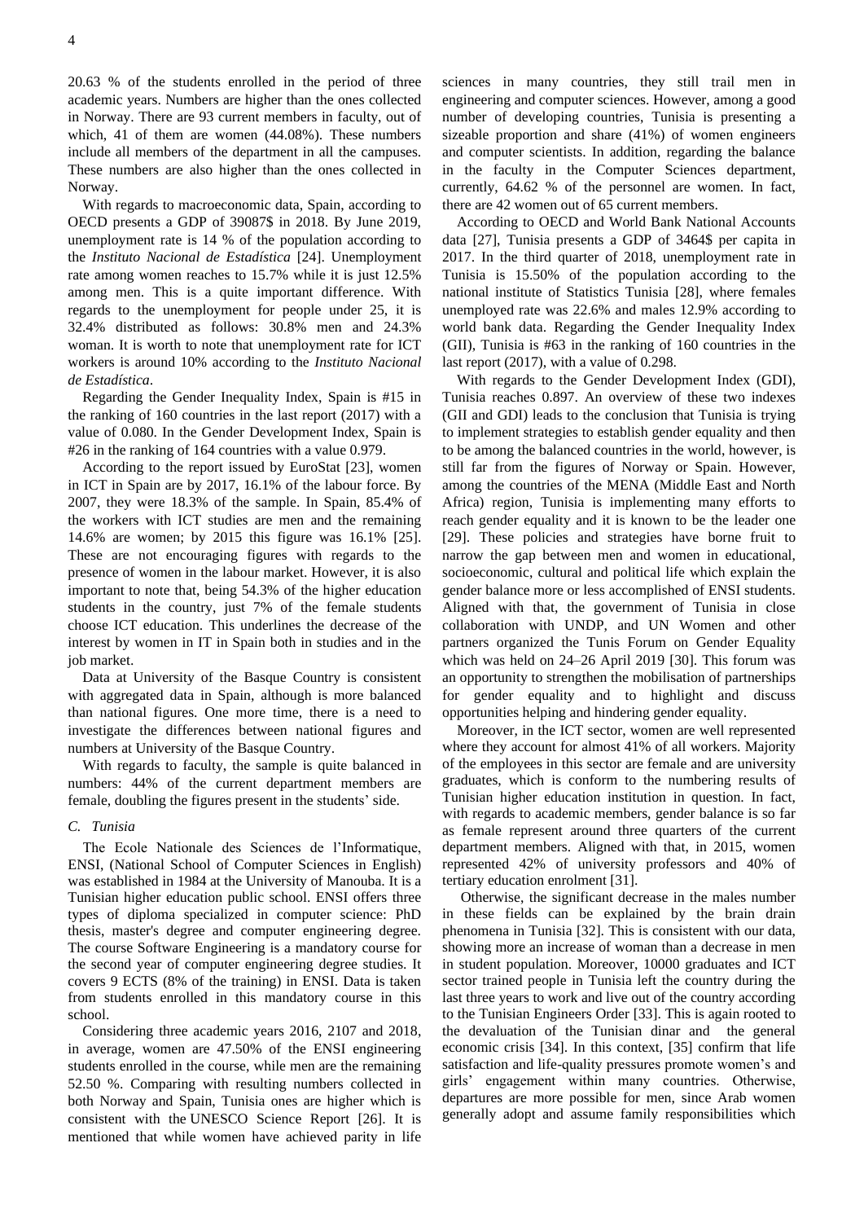20.63 % of the students enrolled in the period of three academic years. Numbers are higher than the ones collected in Norway. There are 93 current members in faculty, out of which, 41 of them are women (44.08%). These numbers include all members of the department in all the campuses. These numbers are also higher than the ones collected in Norway.

With regards to macroeconomic data, Spain, according to OECD presents a GDP of 39087$ in 2018. By June 2019, unemployment rate is 14 % of the population according to the *Instituto Nacional de Estadística* [24]. Unemployment rate among women reaches to 15.7% while it is just 12.5% among men. This is a quite important difference. With regards to the unemployment for people under 25, it is 32.4% distributed as follows: 30.8% men and 24.3% woman. It is worth to note that unemployment rate for ICT workers is around 10% according to the *Instituto Nacional de Estadística*.

Regarding the Gender Inequality Index, Spain is #15 in the ranking of 160 countries in the last report (2017) with a value of 0.080. In the Gender Development Index, Spain is #26 in the ranking of 164 countries with a value 0.979.

According to the report issued by EuroStat [23], women in ICT in Spain are by 2017, 16.1% of the labour force. By 2007, they were 18.3% of the sample. In Spain, 85.4% of the workers with ICT studies are men and the remaining 14.6% are women; by 2015 this figure was 16.1% [25]. These are not encouraging figures with regards to the presence of women in the labour market. However, it is also important to note that, being 54.3% of the higher education students in the country, just 7% of the female students choose ICT education. This underlines the decrease of the interest by women in IT in Spain both in studies and in the job market.

Data at University of the Basque Country is consistent with aggregated data in Spain, although is more balanced than national figures. One more time, there is a need to investigate the differences between national figures and numbers at University of the Basque Country.

With regards to faculty, the sample is quite balanced in numbers: 44% of the current department members are female, doubling the figures present in the students' side.

### *C. Tunisia*

The Ecole Nationale des Sciences de l'Informatique, ENSI, (National School of Computer Sciences in English) was established in 1984 at the University of Manouba. It is a Tunisian higher education public school. ENSI offers three types of diploma specialized in computer science: PhD thesis, master's degree and computer engineering degree. The course Software Engineering is a mandatory course for the second year of computer engineering degree studies. It covers 9 ECTS (8% of the training) in ENSI. Data is taken from students enrolled in this mandatory course in this school.

Considering three academic years 2016, 2107 and 2018, in average, women are 47.50% of the ENSI engineering students enrolled in the course, while men are the remaining 52.50 %. Comparing with resulting numbers collected in both Norway and Spain, Tunisia ones are higher which is consistent with the UNESCO Science Report [26]. It is mentioned that while women have achieved parity in life sciences in many countries, they still trail men in engineering and computer sciences. However, among a good number of developing countries, Tunisia is presenting a sizeable proportion and share (41%) of women engineers and computer scientists. In addition, regarding the balance in the faculty in the Computer Sciences department, currently, 64.62 % of the personnel are women. In fact, there are 42 women out of 65 current members.

According to OECD and World Bank National Accounts data [27], Tunisia presents a GDP of 3464$ per capita in 2017. In the third quarter of 2018, unemployment rate in Tunisia is 15.50% of the population according to the national institute of Statistics Tunisia [28], where females unemployed rate was 22.6% and males 12.9% according to world bank data. Regarding the Gender Inequality Index (GII), Tunisia is #63 in the ranking of 160 countries in the last report (2017), with a value of 0.298.

With regards to the Gender Development Index (GDI), Tunisia reaches 0.897. An overview of these two indexes (GII and GDI) leads to the conclusion that Tunisia is trying to implement strategies to establish gender equality and then to be among the balanced countries in the world, however, is still far from the figures of Norway or Spain. However, among the countries of the MENA (Middle East and North Africa) region, Tunisia is implementing many efforts to reach gender equality and it is known to be the leader one [29]. These policies and strategies have borne fruit to narrow the gap between men and women in educational, socioeconomic, cultural and political life which explain the gender balance more or less accomplished of ENSI students. Aligned with that, the government of Tunisia in close collaboration with UNDP, and UN Women and other partners organized the Tunis Forum on Gender Equality which was held on 24–26 April 2019 [30]. This forum was an opportunity to strengthen the mobilisation of partnerships for gender equality and to highlight and discuss opportunities helping and hindering gender equality.

Moreover, in the ICT sector, women are well represented where they account for almost 41% of all workers. Majority of the employees in this sector are female and are university graduates, which is conform to the numbering results of Tunisian higher education institution in question. In fact, with regards to academic members, gender balance is so far as female represent around three quarters of the current department members. Aligned with that, in 2015, women represented 42% of university professors and 40% of tertiary education enrolment [31].

Otherwise, the significant decrease in the males number in these fields can be explained by the brain drain phenomena in Tunisia [32]. This is consistent with our data, showing more an increase of woman than a decrease in men in student population. Moreover, 10000 graduates and ICT sector trained people in Tunisia left the country during the last three years to work and live out of the country according to the Tunisian Engineers Order [33]. This is again rooted to the devaluation of the Tunisian dinar and the general economic crisis [34]. In this context, [35] confirm that life satisfaction and life-quality pressures promote women's and girls' engagement within many countries. Otherwise, departures are more possible for men, since Arab women generally adopt and assume family responsibilities which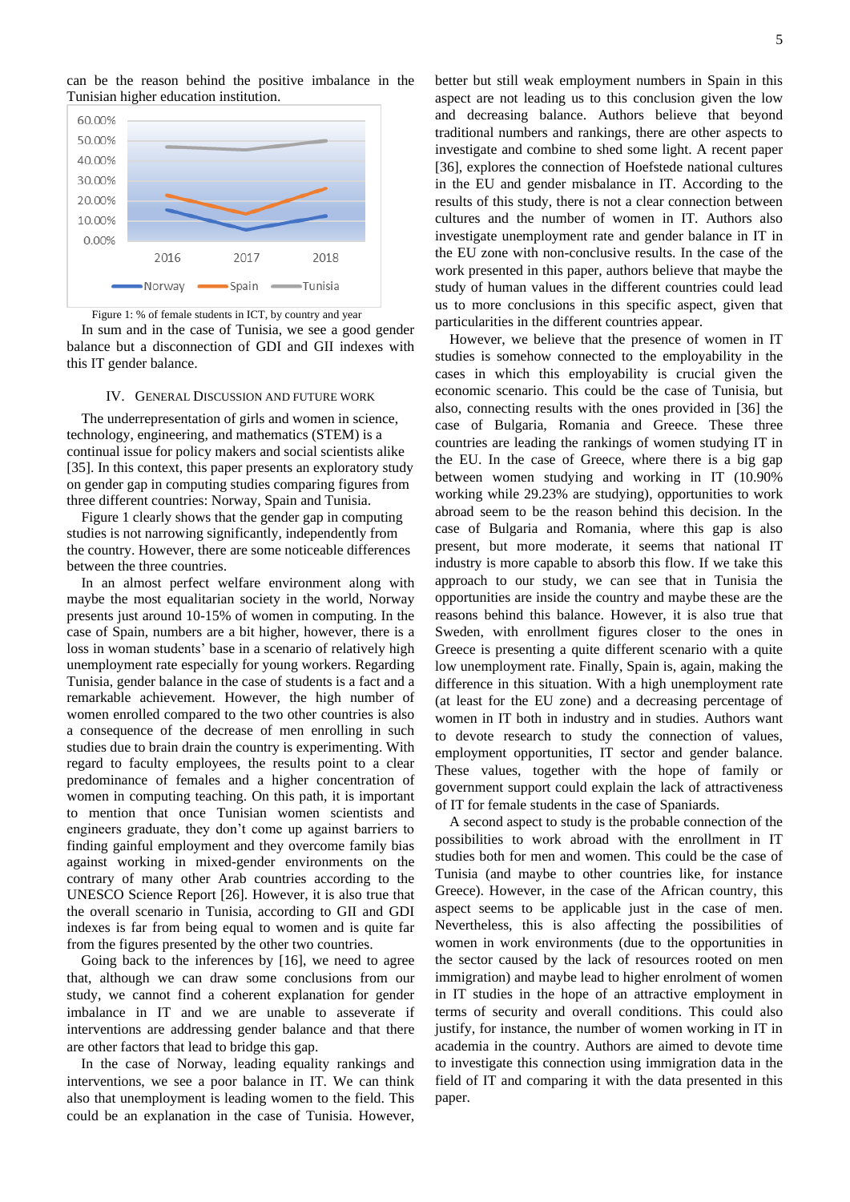can be the reason behind the positive imbalance in the Tunisian higher education institution.

Figure 1: % of female students in ICT, by country and year

In sum and in the case of Tunisia, we see a good gender balance but a disconnection of GDI and GII indexes with this IT gender balance.

## IV. General Discussion and Future Work

The underrepresentation of girls and women in science, technology, engineering, and mathematics (STEM) is a continual issue for policy makers and social scientists alike [35]. In this context, this paper presents an exploratory study on gender gap in computing studies comparing figures from three different countries: Norway, Spain and Tunisia.

Figure 1 clearly shows that the gender gap in computing studies is not narrowing significantly, independently from the country. However, there are some noticeable differences between the three countries.

In an almost perfect welfare environment along with maybe the most equalitarian society in the world, Norway presents just around 10-15% of women in computing. In the case of Spain, numbers are a bit higher, however, there is a loss in woman students' base in a scenario of relatively high unemployment rate especially for young workers. Regarding Tunisia, gender balance in the case of students is a fact and a remarkable achievement. However, the high number of women enrolled compared to the two other countries is also a consequence of the decrease of men enrolling in such studies due to brain drain the country is experimenting. With regard to faculty employees, the results point to a clear predominance of females and a higher concentration of women in computing teaching. On this path, it is important to mention that once Tunisian women scientists and engineers graduate, they don't come up against barriers to finding gainful employment and they overcome family bias against working in mixed-gender environments on the contrary of many other Arab countries according to the UNESCO Science Report [26]. However, it is also true that the overall scenario in Tunisia, according to GII and GDI indexes is far from being equal to women and is quite far from the figures presented by the other two countries.

Going back to the inferences by [16], we need to agree that, although we can draw some conclusions from our study, we cannot find a coherent explanation for gender imbalance in IT and we are unable to asseverate if interventions are addressing gender balance and that there are other factors that lead to bridge this gap.

In the case of Norway, leading equality rankings and interventions, we see a poor balance in IT. We can think also that unemployment is leading women to the field. This could be an explanation in the case of Tunisia. However, better but still weak employment numbers in Spain in this aspect are not leading us to this conclusion given the low and decreasing balance. Authors believe that beyond traditional numbers and rankings, there are other aspects to investigate and combine to shed some light. A recent paper [36], explores the connection of Hoefstede national cultures in the EU and gender misbalance in IT. According to the results of this study, there is not a clear connection between cultures and the number of women in IT. Authors also investigate unemployment rate and gender balance in IT in the EU zone with non-conclusive results. In the case of the work presented in this paper, authors believe that maybe the study of human values in the different countries could lead us to more conclusions in this specific aspect, given that particularities in the different countries appear.

However, we believe that the presence of women in IT studies is somehow connected to the employability in the cases in which this employability is crucial given the economic scenario. This could be the case of Tunisia, but also, connecting results with the ones provided in [36] the case of Bulgaria, Romania and Greece. These three countries are leading the rankings of women studying IT in the EU. In the case of Greece, where there is a big gap between women studying and working in IT (10.90% working while 29.23% are studying), opportunities to work abroad seem to be the reason behind this decision. In the case of Bulgaria and Romania, where this gap is also present, but more moderate, it seems that national IT industry is more capable to absorb this flow. If we take this approach to our study, we can see that in Tunisia the opportunities are inside the country and maybe these are the reasons behind this balance. However, it is also true that Sweden, with enrollment figures closer to the ones in Greece is presenting a quite different scenario with a quite low unemployment rate. Finally, Spain is, again, making the difference in this situation. With a high unemployment rate (at least for the EU zone) and a decreasing percentage of women in IT both in industry and in studies. Authors want to devote research to study the connection of values, employment opportunities, IT sector and gender balance. These values, together with the hope of family or government support could explain the lack of attractiveness of IT for female students in the case of Spaniards.

A second aspect to study is the probable connection of the possibilities to work abroad with the enrollment in IT studies both for men and women. This could be the case of Tunisia (and maybe to other countries like, for instance Greece). However, in the case of the African country, this aspect seems to be applicable just in the case of men. Nevertheless, this is also affecting the possibilities of women in work environments (due to the opportunities in the sector caused by the lack of resources rooted on men immigration) and maybe lead to higher enrolment of women in IT studies in the hope of an attractive employment in terms of security and overall conditions. This could also justify, for instance, the number of women working in IT in academia in the country. Authors are aimed to devote time to investigate this connection using immigration data in the field of IT and comparing it with the data presented in this paper.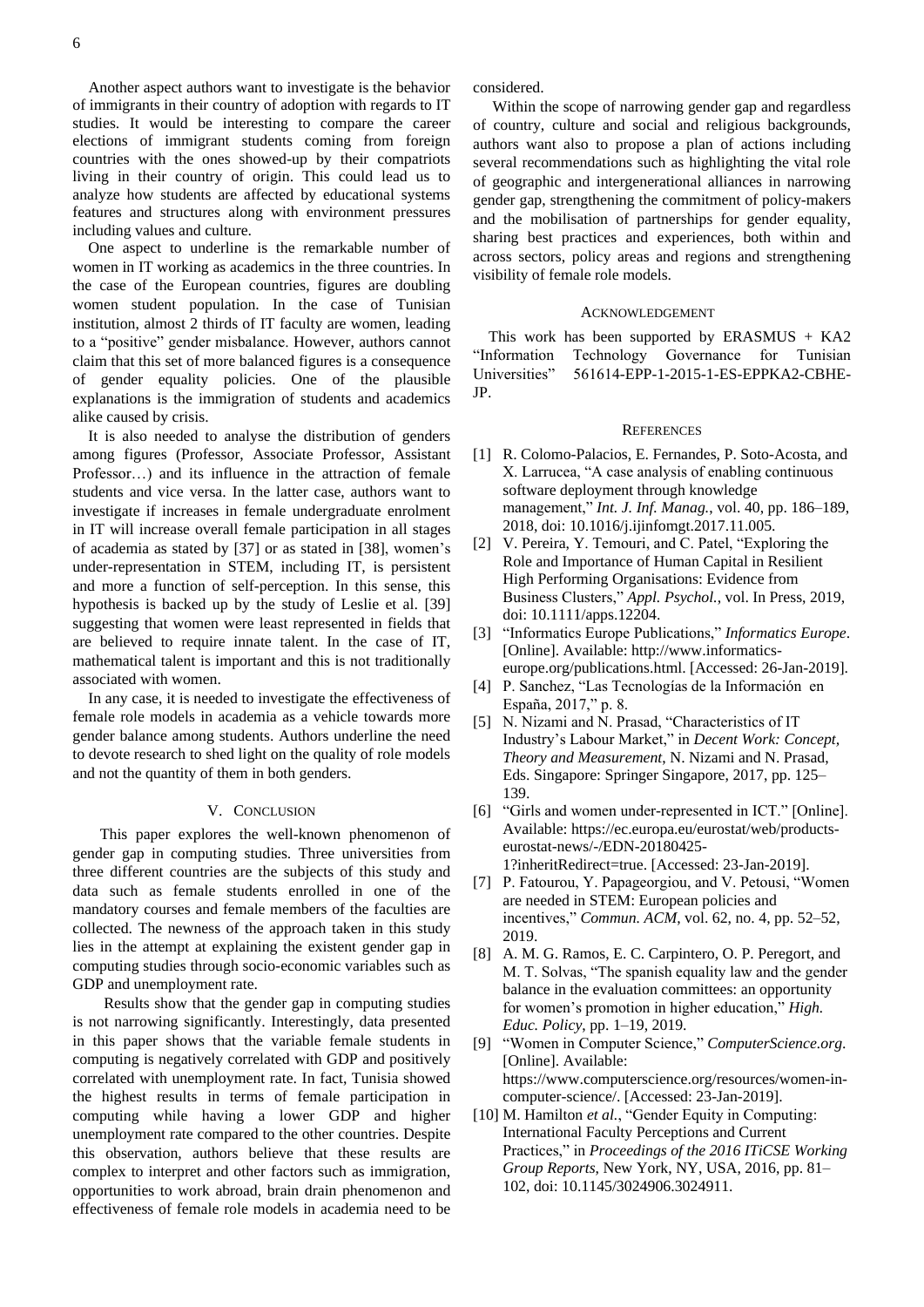Another aspect authors want to investigate is the behavior of immigrants in their country of adoption with regards to IT studies. It would be interesting to compare the career elections of immigrant students coming from foreign countries with the ones showed-up by their compatriots living in their country of origin. This could lead us to analyze how students are affected by educational systems features and structures along with environment pressures including values and culture.

One aspect to underline is the remarkable number of women in IT working as academics in the three countries. In the case of the European countries, figures are doubling women student population. In the case of Tunisian institution, almost 2 thirds of IT faculty are women, leading to a "positive" gender misbalance. However, authors cannot claim that this set of more balanced figures is a consequence of gender equality policies. One of the plausible explanations is the immigration of students and academics alike caused by crisis.

It is also needed to analyse the distribution of genders among figures (Professor, Associate Professor, Assistant Professor…) and its influence in the attraction of female students and vice versa. In the latter case, authors want to investigate if increases in female undergraduate enrolment in IT will increase overall female participation in all stages of academia as stated by [37] or as stated in [38], women's under-representation in STEM, including IT, is persistent and more a function of self-perception. In this sense, this hypothesis is backed up by the study of Leslie et al. [39] suggesting that women were least represented in fields that are believed to require innate talent. In the case of IT, mathematical talent is important and this is not traditionally associated with women.

In any case, it is needed to investigate the effectiveness of female role models in academia as a vehicle towards more gender balance among students. Authors underline the need to devote research to shed light on the quality of role models and not the quantity of them in both genders.

## V. Conclusion

This paper explores the well-known phenomenon of gender gap in computing studies. Three universities from three different countries are the subjects of this study and data such as female students enrolled in one of the mandatory courses and female members of the faculties are collected. The newness of the approach taken in this study lies in the attempt at explaining the existent gender gap in computing studies through socio-economic variables such as GDP and unemployment rate.

Results show that the gender gap in computing studies is not narrowing significantly. Interestingly, data presented in this paper shows that the variable female students in computing is negatively correlated with GDP and positively correlated with unemployment rate. In fact, Tunisia showed the highest results in terms of female participation in computing while having a lower GDP and higher unemployment rate compared to the other countries. Despite this observation, authors believe that these results are complex to interpret and other factors such as immigration, opportunities to work abroad, brain drain phenomenon and effectiveness of female role models in academia need to be considered.

Within the scope of narrowing gender gap and regardless of country, culture and social and religious backgrounds, authors want also to propose a plan of actions including several recommendations such as highlighting the vital role of geographic and intergenerational alliances in narrowing gender gap, strengthening the commitment of policy-makers and the mobilisation of partnerships for gender equality, sharing best practices and experiences, both within and across sectors, policy areas and regions and strengthening visibility of female role models.

## Acknowledgement

This work has been supported by ERASMUS + KA2 "Information Technology Governance for Tunisian Universities" 561614-EPP-1-2015-1-ES-EPPKA2-CBHE-JP.

## References

[1] R. Colomo-Palacios, E. Fernandes, P. Soto-Acosta, and X. Larrucea, "A case analysis of enabling continuous software deployment through knowledge management," *Int. J. Inf. Manag.*, vol. 40, pp. 186–189, 2018, doi: 10.1016/j.ijinfomgt.2017.11.005.

[2] V. Pereira, Y. Temouri, and C. Patel, "Exploring the Role and Importance of Human Capital in Resilient High Performing Organisations: Evidence from Business Clusters," *Appl. Psychol.*, vol. In Press, 2019, doi: 10.1111/apps.12204.

[3] "Informatics Europe Publications," *Informatics Europe*. [Online]. Available: http://www.informatics-europe.org/publications.html. [Accessed: 26-Jan-2019].

[4] P. Sanchez, "Las Tecnologías de la Información en España, 2017," p. 8.

[5] N. Nizami and N. Prasad, "Characteristics of IT Industry's Labour Market," in *Decent Work: Concept, Theory and Measurement*, N. Nizami and N. Prasad, Eds. Singapore: Springer Singapore, 2017, pp. 125–139.

[6] "Girls and women under-represented in ICT." [Online]. Available: https://ec.europa.eu/eurostat/web/products-eurostat-news/-/EDN-20180425-1?inheritRedirect=true. [Accessed: 23-Jan-2019].

[7] P. Fatourou, Y. Papageorgiou, and V. Petousi, "Women are needed in STEM: European policies and incentives," *Commun. ACM*, vol. 62, no. 4, pp. 52–52, 2019.

[8] A. M. G. Ramos, E. C. Carpintero, O. P. Peregort, and M. T. Solvas, "The spanish equality law and the gender balance in the evaluation committees: an opportunity for women's promotion in higher education," *High. Educ. Policy*, pp. 1–19, 2019.

[9] "Women in Computer Science," *ComputerScience.org*. [Online]. Available: https://www.computerscience.org/resources/women-in-computer-science/. [Accessed: 23-Jan-2019].

[10] M. Hamilton *et al.*, "Gender Equity in Computing: International Faculty Perceptions and Current Practices," in *Proceedings of the 2016 ITiCSE Working Group Reports*, New York, NY, USA, 2016, pp. 81–102, doi: 10.1145/3024906.3024911.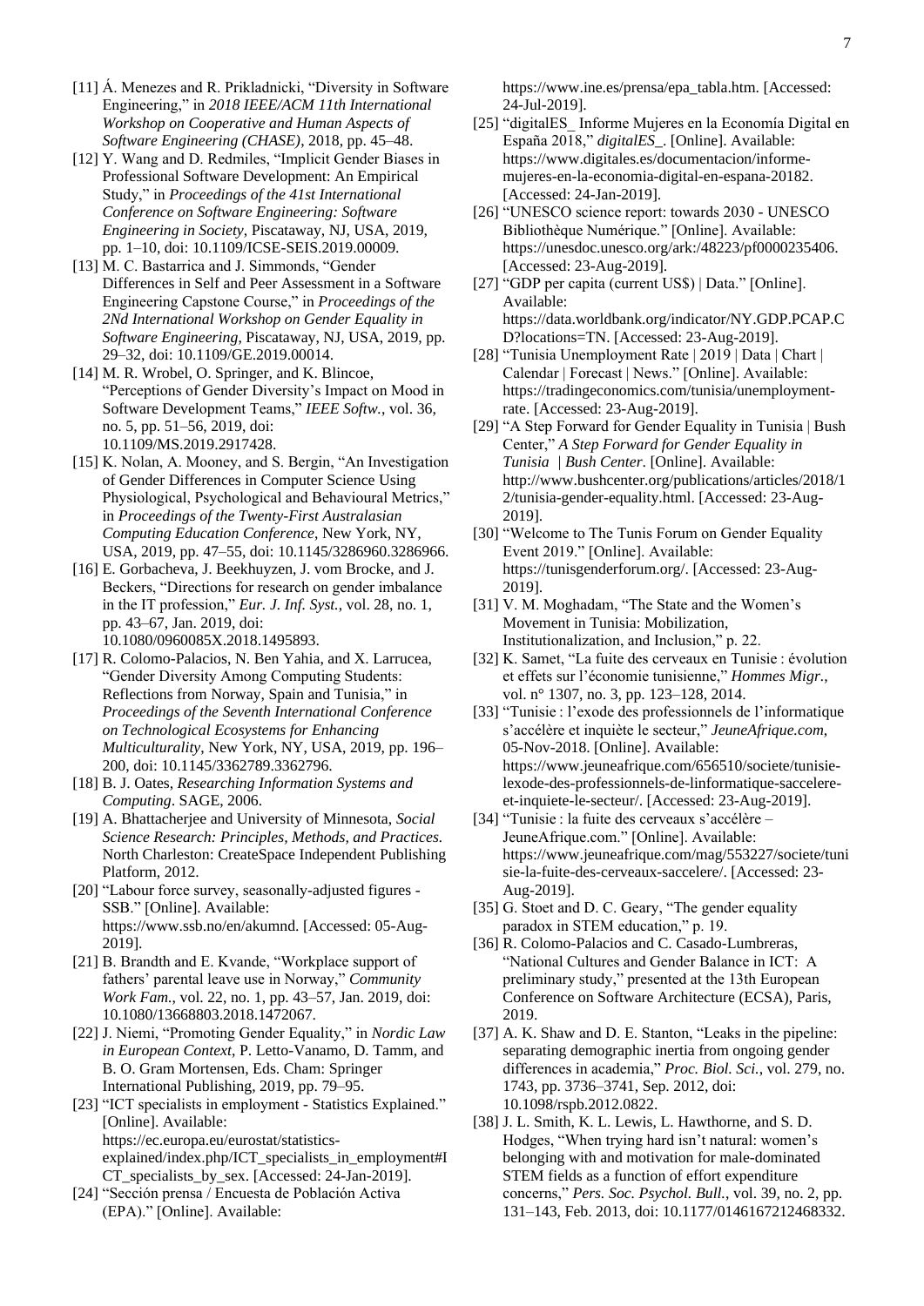[11] Á. Menezes and R. Prikladnicki, "Diversity in Software Engineering," in *2018 IEEE/ACM 11th International Workshop on Cooperative and Human Aspects of Software Engineering (CHASE)*, 2018, pp. 45–48.

[12] Y. Wang and D. Redmiles, "Implicit Gender Biases in Professional Software Development: An Empirical Study," in *Proceedings of the 41st International Conference on Software Engineering: Software Engineering in Society*, Piscataway, NJ, USA, 2019, pp. 1–10, doi: 10.1109/ICSE-SEIS.2019.00009.

[13] M. C. Bastarrica and J. Simmonds, "Gender Differences in Self and Peer Assessment in a Software Engineering Capstone Course," in *Proceedings of the 2Nd International Workshop on Gender Equality in Software Engineering*, Piscataway, NJ, USA, 2019, pp. 29–32, doi: 10.1109/GE.2019.00014.

[14] M. R. Wrobel, O. Springer, and K. Blincoe, "Perceptions of Gender Diversity's Impact on Mood in Software Development Teams," *IEEE Softw.*, vol. 36, no. 5, pp. 51–56, 2019, doi: 10.1109/MS.2019.2917428.

[15] K. Nolan, A. Mooney, and S. Bergin, "An Investigation of Gender Differences in Computer Science Using Physiological, Psychological and Behavioural Metrics," in *Proceedings of the Twenty-First Australasian Computing Education Conference*, New York, NY, USA, 2019, pp. 47–55, doi: 10.1145/3286960.3286966.

[16] E. Gorbacheva, J. Beekhuyzen, J. vom Brocke, and J. Beckers, "Directions for research on gender imbalance in the IT profession," *Eur. J. Inf. Syst.*, vol. 28, no. 1, pp. 43–67, Jan. 2019, doi: 10.1080/0960085X.2018.1495893.

[17] R. Colomo-Palacios, N. Ben Yahia, and X. Larrucea, "Gender Diversity Among Computing Students: Reflections from Norway, Spain and Tunisia," in *Proceedings of the Seventh International Conference on Technological Ecosystems for Enhancing Multiculturality*, New York, NY, USA, 2019, pp. 196–200, doi: 10.1145/3362789.3362796.

[18] B. J. Oates, *Researching Information Systems and Computing*. SAGE, 2006.

[19] A. Bhattacherjee and University of Minnesota, *Social Science Research: Principles, Methods, and Practices*. North Charleston: CreateSpace Independent Publishing Platform, 2012.

[20] "Labour force survey, seasonally-adjusted figures - SSB." [Online]. Available: https://www.ssb.no/en/akumnd. [Accessed: 05-Aug-2019].

[21] B. Brandth and E. Kvande, "Workplace support of fathers' parental leave use in Norway," *Community Work Fam.*, vol. 22, no. 1, pp. 43–57, Jan. 2019, doi: 10.1080/13668803.2018.1472067.

[22] J. Niemi, "Promoting Gender Equality," in *Nordic Law in European Context*, P. Letto-Vanamo, D. Tamm, and B. O. Gram Mortensen, Eds. Cham: Springer International Publishing, 2019, pp. 79–95.

[23] "ICT specialists in employment - Statistics Explained." [Online]. Available: https://ec.europa.eu/eurostat/statistics-explained/index.php/ICT_specialists_in_employment#ICT_specialists_by_sex. [Accessed: 24-Jan-2019].

[24] "Sección prensa / Encuesta de Población Activa (EPA)." [Online]. Available: https://www.ine.es/prensa/epa_tabla.htm. [Accessed: 24-Jul-2019].

[25] "digitalES_ Informe Mujeres en la Economía Digital en España 2018," *digitalES_*. [Online]. Available: https://www.digitales.es/documentacion/informe-mujeres-en-la-economia-digital-en-espana-20182. [Accessed: 24-Jan-2019].

[26] "UNESCO science report: towards 2030 - UNESCO Bibliothèque Numérique." [Online]. Available: https://unesdoc.unesco.org/ark:/48223/pf0000235406. [Accessed: 23-Aug-2019].

[27] "GDP per capita (current US$) | Data." [Online]. Available: https://data.worldbank.org/indicator/NY.GDP.PCAP.CD?locations=TN. [Accessed: 23-Aug-2019].

[28] "Tunisia Unemployment Rate | 2019 | Data | Chart | Calendar | Forecast | News." [Online]. Available: https://tradingeconomics.com/tunisia/unemployment-rate. [Accessed: 23-Aug-2019].

[29] "A Step Forward for Gender Equality in Tunisia | Bush Center," *A Step Forward for Gender Equality in Tunisia | Bush Center*. [Online]. Available: http://www.bushcenter.org/publications/articles/2018/12/tunisia-gender-equality.html. [Accessed: 23-Aug-2019].

[30] "Welcome to The Tunis Forum on Gender Equality Event 2019." [Online]. Available: https://tunisgenderforum.org/. [Accessed: 23-Aug-2019].

[31] V. M. Moghadam, "The State and the Women's Movement in Tunisia: Mobilization, Institutionalization, and Inclusion," p. 22.

[32] K. Samet, "La fuite des cerveaux en Tunisie : évolution et effets sur l'économie tunisienne," *Hommes Migr.*, vol. n° 1307, no. 3, pp. 123–128, 2014.

[33] "Tunisie : l'exode des professionnels de l'informatique s'accélère et inquiète le secteur," *JeuneAfrique.com*, 05-Nov-2018. [Online]. Available: https://www.jeuneafrique.com/656510/societe/tunisie-lexode-des-professionnels-de-linformatique-saccelere-et-inquiete-le-secteur/. [Accessed: 23-Aug-2019].

[34] "Tunisie : la fuite des cerveaux s'accélère – JeuneAfrique.com." [Online]. Available: https://www.jeuneafrique.com/mag/553227/societe/tunisie-la-fuite-des-cerveaux-saccelere/. [Accessed: 23-Aug-2019].

[35] G. Stoet and D. C. Geary, "The gender equality paradox in STEM education," p. 19.

[36] R. Colomo-Palacios and C. Casado-Lumbreras, "National Cultures and Gender Balance in ICT: A preliminary study," presented at the 13th European Conference on Software Architecture (ECSA), Paris, 2019.

[37] A. K. Shaw and D. E. Stanton, "Leaks in the pipeline: separating demographic inertia from ongoing gender differences in academia," *Proc. Biol. Sci.*, vol. 279, no. 1743, pp. 3736–3741, Sep. 2012, doi: 10.1098/rspb.2012.0822.

[38] J. L. Smith, K. L. Lewis, L. Hawthorne, and S. D. Hodges, "When trying hard isn't natural: women's belonging with and motivation for male-dominated STEM fields as a function of effort expenditure concerns," *Pers. Soc. Psychol. Bull.*, vol. 39, no. 2, pp. 131–143, Feb. 2013, doi: 10.1177/0146167212468332.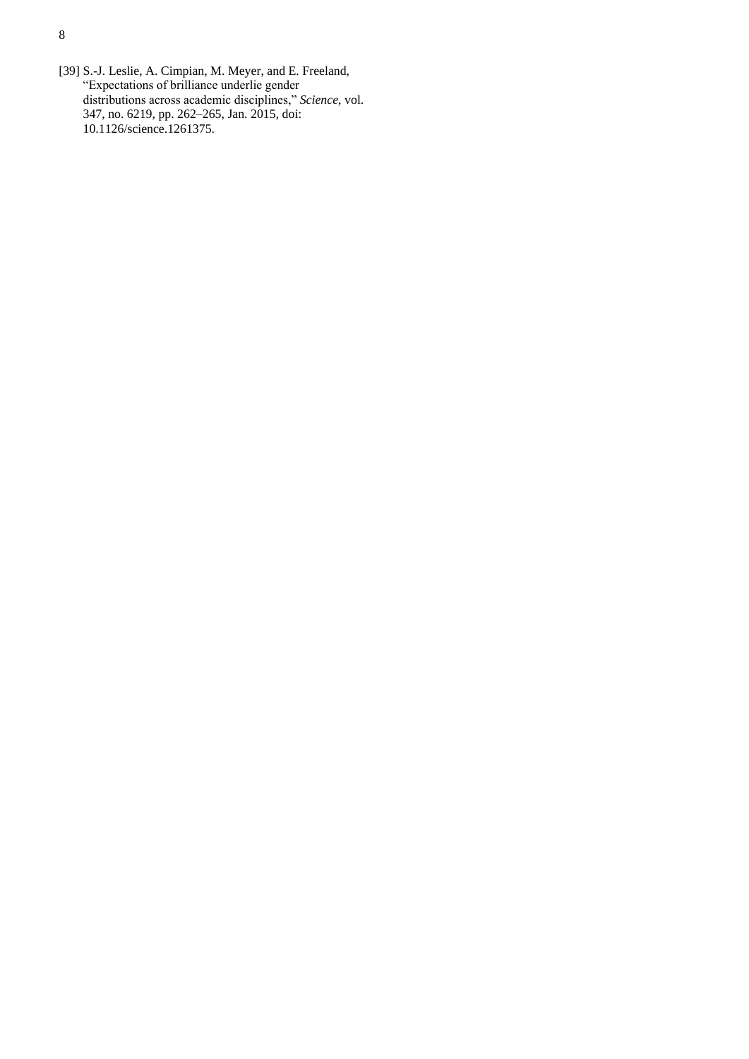[39] S.-J. Leslie, A. Cimpian, M. Meyer, and E. Freeland, "Expectations of brilliance underlie gender distributions across academic disciplines," *Science*, vol. 347, no. 6219, pp. 262–265, Jan. 2015, doi: 10.1126/science.1261375.